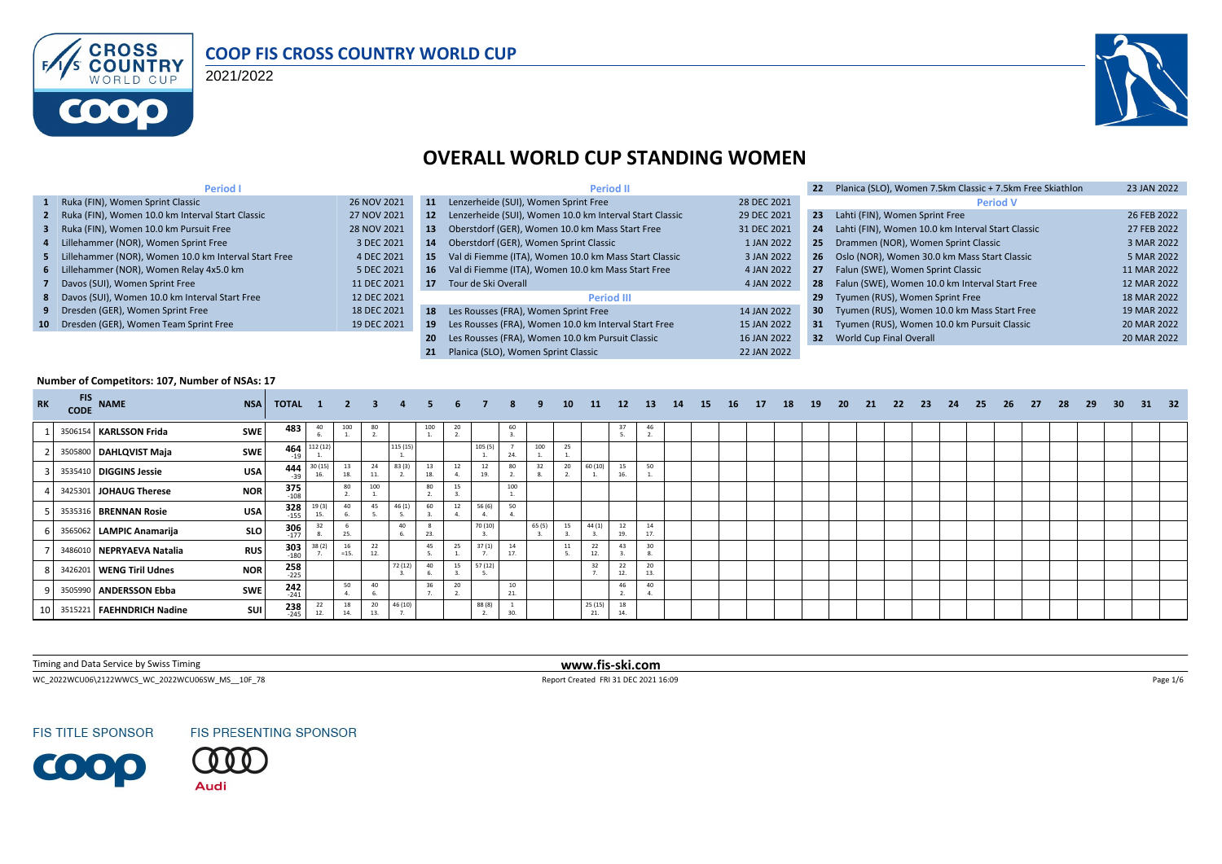# COOP FIS CROSS COUNTRY WORLD CUP

2021/2022

## OVERALL WORLD CUP STANDING WOMEN

| | Period I | |
|---|---|---|
| 1 | Ruka (FIN), Women Sprint Classic | 26 NOV 2021 |
| 2 | Ruka (FIN), Women 10.0 km Interval Start Classic | 27 NOV 2021 |
| 3 | Ruka (FIN), Women 10.0 km Pursuit Free | 28 NOV 2021 |
| 4 | Lillehammer (NOR), Women Sprint Free | 3 DEC 2021 |
| 5 | Lillehammer (NOR), Women 10.0 km Interval Start Free | 4 DEC 2021 |
| 6 | Lillehammer (NOR), Women Relay 4x5.0 km | 5 DEC 2021 |
| 7 | Davos (SUI), Women Sprint Free | 11 DEC 2021 |
| 8 | Davos (SUI), Women 10.0 km Interval Start Free | 12 DEC 2021 |
| 9 | Dresden (GER), Women Sprint Free | 18 DEC 2021 |
| 10 | Dresden (GER), Women Team Sprint Free | 19 DEC 2021 |

| | Period II | |
|---|---|---|
| 11 | Lenzerheide (SUI), Women Sprint Free | 28 DEC 2021 |
| 12 | Lenzerheide (SUI), Women 10.0 km Interval Start Classic | 29 DEC 2021 |
| 13 | Oberstdorf (GER), Women 10.0 km Mass Start Free | 31 DEC 2021 |
| 14 | Oberstdorf (GER), Women Sprint Classic | 1 JAN 2022 |
| 15 | Val di Fiemme (ITA), Women 10.0 km Mass Start Classic | 3 JAN 2022 |
| 16 | Val di Fiemme (ITA), Women 10.0 km Mass Start Free | 4 JAN 2022 |
| 17 | Tour de Ski Overall | 4 JAN 2022 |
| | **Period III** | |
| 18 | Les Rousses (FRA), Women Sprint Free | 14 JAN 2022 |
| 19 | Les Rousses (FRA), Women 10.0 km Interval Start Free | 15 JAN 2022 |
| 20 | Les Rousses (FRA), Women 10.0 km Pursuit Classic | 16 JAN 2022 |
| 21 | Planica (SLO), Women Sprint Classic | 22 JAN 2022 |

| | | |
|---|---|---|
| 22 | Planica (SLO), Women 7.5km Classic + 7.5km Free Skiathlon | 23 JAN 2022 |
| | **Period V** | |
| 23 | Lahti (FIN), Women Sprint Free | 26 FEB 2022 |
| 24 | Lahti (FIN), Women 10.0 km Interval Start Classic | 27 FEB 2022 |
| 25 | Drammen (NOR), Women Sprint Classic | 3 MAR 2022 |
| 26 | Oslo (NOR), Women 30.0 km Mass Start Classic | 5 MAR 2022 |
| 27 | Falun (SWE), Women Sprint Classic | 11 MAR 2022 |
| 28 | Falun (SWE), Women 10.0 km Interval Start Free | 12 MAR 2022 |
| 29 | Tyumen (RUS), Women Sprint Free | 18 MAR 2022 |
| 30 | Tyumen (RUS), Women 10.0 km Mass Start Free | 19 MAR 2022 |
| 31 | Tyumen (RUS), Women 10.0 km Pursuit Classic | 20 MAR 2022 |
| 32 | World Cup Final Overall | 20 MAR 2022 |

**Number of Competitors: 107, Number of NSAs: 17**

| RK | FIS CODE | NAME | NSA | TOTAL | 1 | 2 | 3 | 4 | 5 | 6 | 7 | 8 | 9 | 10 | 11 | 12 | 13 | 14 | 15 | 16 | 17 | 18 | 19 | 20 | 21 | 22 | 23 | 24 | 25 | 26 | 27 | 28 | 29 | 30 | 31 | 32 |
|---|---|---|---|---|---|---|---|---|---|---|---|---|---|---|---|---|---|---|---|---|---|---|---|---|---|---|---|---|---|---|---|---|---|---|---|---|
| 1 | 3506154 | **KARLSSON Frida** | SWE | 483 | 40 6. | 100 1. | 80 2. | | 100 1. | 20 2. | | 60 3. | | | | 37 5. | 46 2. | | | | | | | | | | | | | | | | | | | |
| 2 | 3505800 | **DAHLQVIST Maja** | SWE | 464 -19 | 112 (12) 1. | | | 115 (15) 1. | | | 105 (5) 1. | 7 24. | 100 1. | 25 1. | | | | | | | | | | | | | | | | | | | | | | |
| 3 | 3535410 | **DIGGINS Jessie** | USA | 444 -39 | 30 (15) 16. | 13 18. | 24 11. | 83 (3) 2. | 13 18. | 12 4. | 12 19. | 80 2. | 32 8. | 20 2. | 60 (10) 1. | 15 16. | 50 1. | | | | | | | | | | | | | | | | | | | |
| 4 | 3425301 | **JOHAUG Therese** | NOR | 375 -108 | | 80 2. | 100 1. | | 80 2. | 15 3. | | 100 1. | | | | | | | | | | | | | | | | | | | | | | | | |
| 5 | 3535316 | **BRENNAN Rosie** | USA | 328 -155 | 19 (3) 15. | 40 6. | 45 5. | 46 (1) 5. | 60 3. | 12 4. | 56 (6) 4. | 50 4. | | | | | | | | | | | | | | | | | | | | | | | | |
| 6 | 3565062 | **LAMPIC Anamarija** | SLO | 306 -177 | 32 8. | 6 25. | | 40 6. | 8 23. | | 70 (10) 3. | | 65 (5) 3. | 15 3. | 44 (1) 3. | 12 19. | 14 17. | | | | | | | | | | | | | | | | | | | |
| 7 | 3486010 | **NEPRYAEVA Natalia** | RUS | 303 -180 | 38 (2) 7. | 16 =15. | 22 12. | | 45 5. | 25 1. | 37 (1) 7. | 14 17. | | 11 5. | 22 12. | 43 3. | 30 8. | | | | | | | | | | | | | | | | | | | |
| 8 | 3426201 | **WENG Tiril Udnes** | NOR | 258 -225 | | | | 72 (12) 3. | 40 6. | 15 3. | 57 (12) 5. | | | | 32 7. | 22 12. | 20 13. | | | | | | | | | | | | | | | | | | | |
| 9 | 3505990 | **ANDERSSON Ebba** | SWE | 242 -241 | | 50 4. | 40 6. | | 36 7. | 20 2. | | 10 21. | | | | 46 2. | 40 4. | | | | | | | | | | | | | | | | | | | |
| 10 | 3515221 | **FAEHNDRICH Nadine** | SUI | 238 -245 | 22 12. | 18 14. | 20 13. | 46 (10) 7. | | | 88 (8) 2. | 1 30. | | | 25 (15) 21. | 18 14. | | | | | | | | | | | | | | | | | | | | |

Timing and Data Service by Swiss Timing

www.fis-ski.com

WC_2022WCU06\2122WWCS_WC_2022WCU06SW_MS__10F_78

Report Created FRI 31 DEC 2021 16:09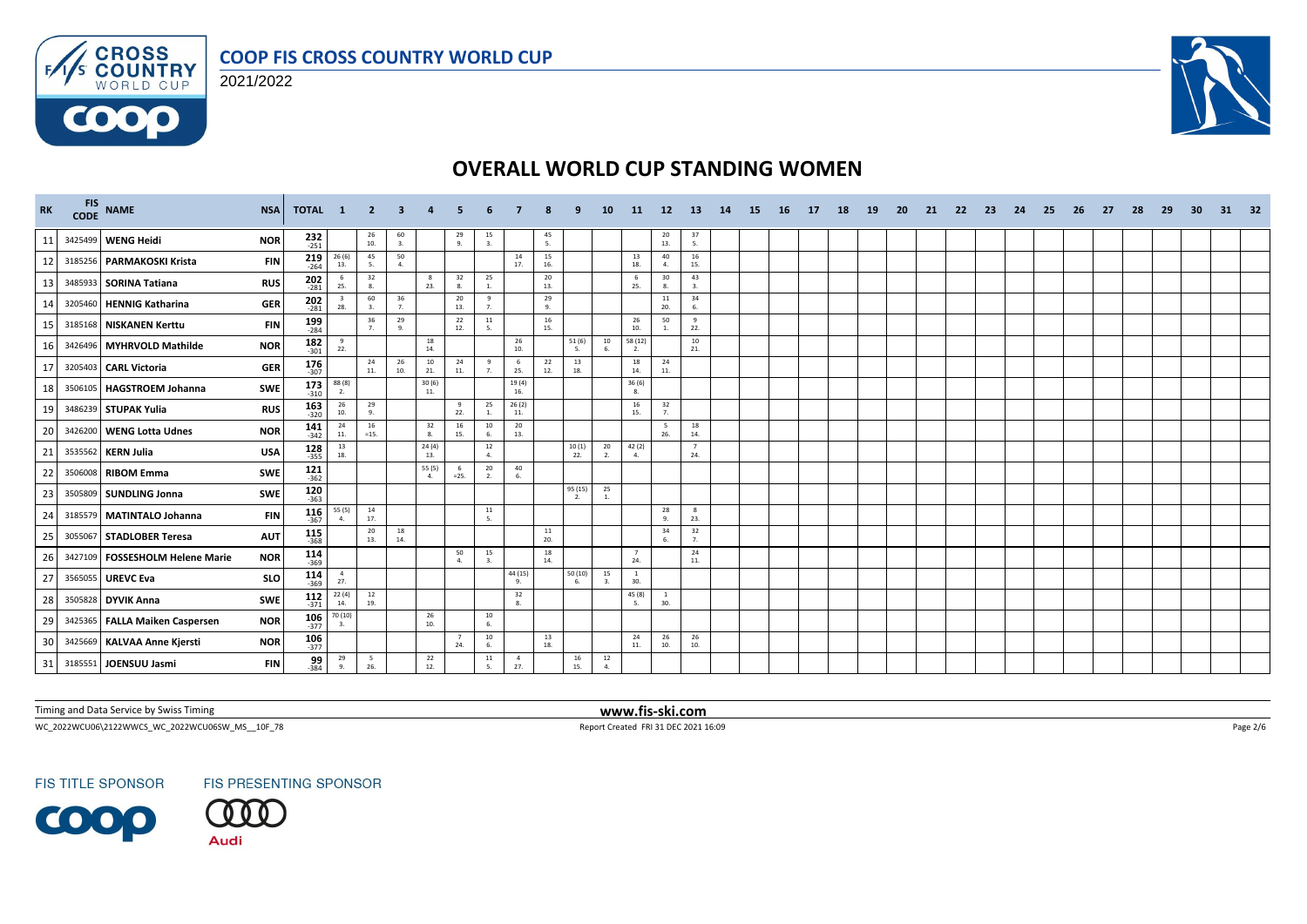# OVERALL WORLD CUP STANDING WOMEN

COOP FIS CROSS COUNTRY WORLD CUP 2021/2022

| RK | FIS CODE | NAME | NSA | TOTAL | 1 | 2 | 3 | 4 | 5 | 6 | 7 | 8 | 9 | 10 | 11 | 12 | 13 | 14 | 15 | 16 | 17 | 18 | 19 | 20 | 21 | 22 | 23 | 24 | 25 | 26 | 27 | 28 | 29 | 30 | 31 | 32 |
|---|---|---|---|---|---|---|---|---|---|---|---|---|---|---|---|---|---|---|---|---|---|---|---|---|---|---|---|---|---|---|---|---|---|---|---|---|
| 11 | 3425499 | WENG Heidi | NOR | 232 -251 | | 26 10. | 60 3. | | 29 9. | 15 3. | | 45 5. | | | | 20 13. | 37 5. | | | | | | | | | | | | | | | | | | | |
| 12 | 3185256 | PARMAKOSKI Krista | FIN | 219 -264 | 26 (6) 13. | 45 5. | 50 4. | | | | 14 17. | 15 16. | | | 13 18. | 40 4. | 16 15. | | | | | | | | | | | | | | | | | | | |
| 13 | 3485933 | SORINA Tatiana | RUS | 202 -281 | 6 25. | 32 8. | | 8 23. | 32 8. | 25 1. | | 20 13. | | | 6 25. | 30 8. | 43 3. | | | | | | | | | | | | | | | | | | | |
| 14 | 3205460 | HENNIG Katharina | GER | 202 -281 | 3 28. | 60 3. | 36 7. | | 20 13. | 9 7. | | 29 9. | | | | 11 20. | 34 6. | | | | | | | | | | | | | | | | | | | |
| 15 | 3185168 | NISKANEN Kerttu | FIN | 199 -284 | | 36 7. | 29 9. | | 22 12. | 11 5. | | 16 15. | | | 26 10. | 50 1. | 9 22. | | | | | | | | | | | | | | | | | | | |
| 16 | 3426496 | MYHRVOLD Mathilde | NOR | 182 -301 | 9 22. | | | 18 14. | | | 26 10. | | 51 (6) 5. | 10 6. | 58 (12) 2. | | 10 21. | | | | | | | | | | | | | | | | | | | |
| 17 | 3205403 | CARL Victoria | GER | 176 -307 | | 24 11. | 26 10. | 10 21. | 24 11. | 9 7. | 6 25. | 22 12. | 13 18. | | 18 14. | 24 11. | | | | | | | | | | | | | | | | | | | | |
| 18 | 3506105 | HAGSTROEM Johanna | SWE | 173 -310 | 88 (8) 2. | | | 30 (6) 11. | | | 19 (4) 16. | | | | 36 (6) 8. | | | | | | | | | | | | | | | | | | | | | |
| 19 | 3486239 | STUPAK Yulia | RUS | 163 -320 | 26 10. | 29 9. | | | 9 22. | 25 1. | 26 (2) 11. | | | | 16 15. | 32 7. | | | | | | | | | | | | | | | | | | | | |
| 20 | 3426200 | WENG Lotta Udnes | NOR | 141 -342 | 24 11. | 16 =15. | | 32 8. | 16 15. | 10 6. | 20 13. | | | | | 5 26. | 18 14. | | | | | | | | | | | | | | | | | | | |
| 21 | 3535562 | KERN Julia | USA | 128 -355 | 13 18. | | | 24 (4) 13. | | 12 4. | | | 10 (1) 22. | 20 2. | 42 (2) 4. | | 7 24. | | | | | | | | | | | | | | | | | | | |
| 22 | 3506008 | RIBOM Emma | SWE | 121 -362 | | | | 55 (5) 4. | 6 =25. | 20 2. | 40 6. | | | | | | | | | | | | | | | | | | | | | | | | | |
| 23 | 3505809 | SUNDLING Jonna | SWE | 120 -363 | | | | | | | | | 95 (15) 2. | 25 1. | | | | | | | | | | | | | | | | | | | | | | |
| 24 | 3185579 | MATINTALO Johanna | FIN | 116 -367 | 55 (5) 4. | 14 17. | | | | 11 5. | | | | | | 28 9. | 8 23. | | | | | | | | | | | | | | | | | | | |
| 25 | 3055067 | STADLOBER Teresa | AUT | 115 -368 | | 20 13. | 18 14. | | | | | 11 20. | | | | 34 6. | 32 7. | | | | | | | | | | | | | | | | | | | |
| 26 | 3427109 | FOSSESHOLM Helene Marie | NOR | 114 -369 | | | | | 50 4. | 15 3. | | 18 14. | | | 7 24. | | 24 11. | | | | | | | | | | | | | | | | | | | |
| 27 | 3565055 | UREVC Eva | SLO | 114 -369 | 4 27. | | | | | | 44 (15) 9. | | 50 (10) 6. | 15 3. | 1 30. | | | | | | | | | | | | | | | | | | | | | |
| 28 | 3505828 | DYVIK Anna | SWE | 112 -371 | 22 (4) 14. | 12 19. | | | | | 32 8. | | | | 45 (8) 5. | 1 30. | | | | | | | | | | | | | | | | | | | | |
| 29 | 3425365 | FALLA Maiken Caspersen | NOR | 106 -377 | 70 (10) 3. | | | 26 10. | | 10 6. | | | | | | | | | | | | | | | | | | | | | | | | | | |
| 30 | 3425669 | KALVAA Anne Kjersti | NOR | 106 -377 | | | | | 7 24. | 10 6. | | 13 18. | | | 24 11. | 26 10. | 26 10. | | | | | | | | | | | | | | | | | | | |
| 31 | 3185551 | JOENSUU Jasmi | FIN | 99 -384 | 29 9. | 5 26. | | 22 12. | | 11 5. | 4 27. | | 16 15. | 12 4. | | | | | | | | | | | | | | | | | | | | | | |

Timing and Data Service by Swiss Timing

www.fis-ski.com

WC_2022WCU06\2122WWCS_WC_2022WCU06SW_MS__10F_78

Report Created FRI 31 DEC 2021 16:09

FIS TITLE SPONSOR FIS PRESENTING SPONSOR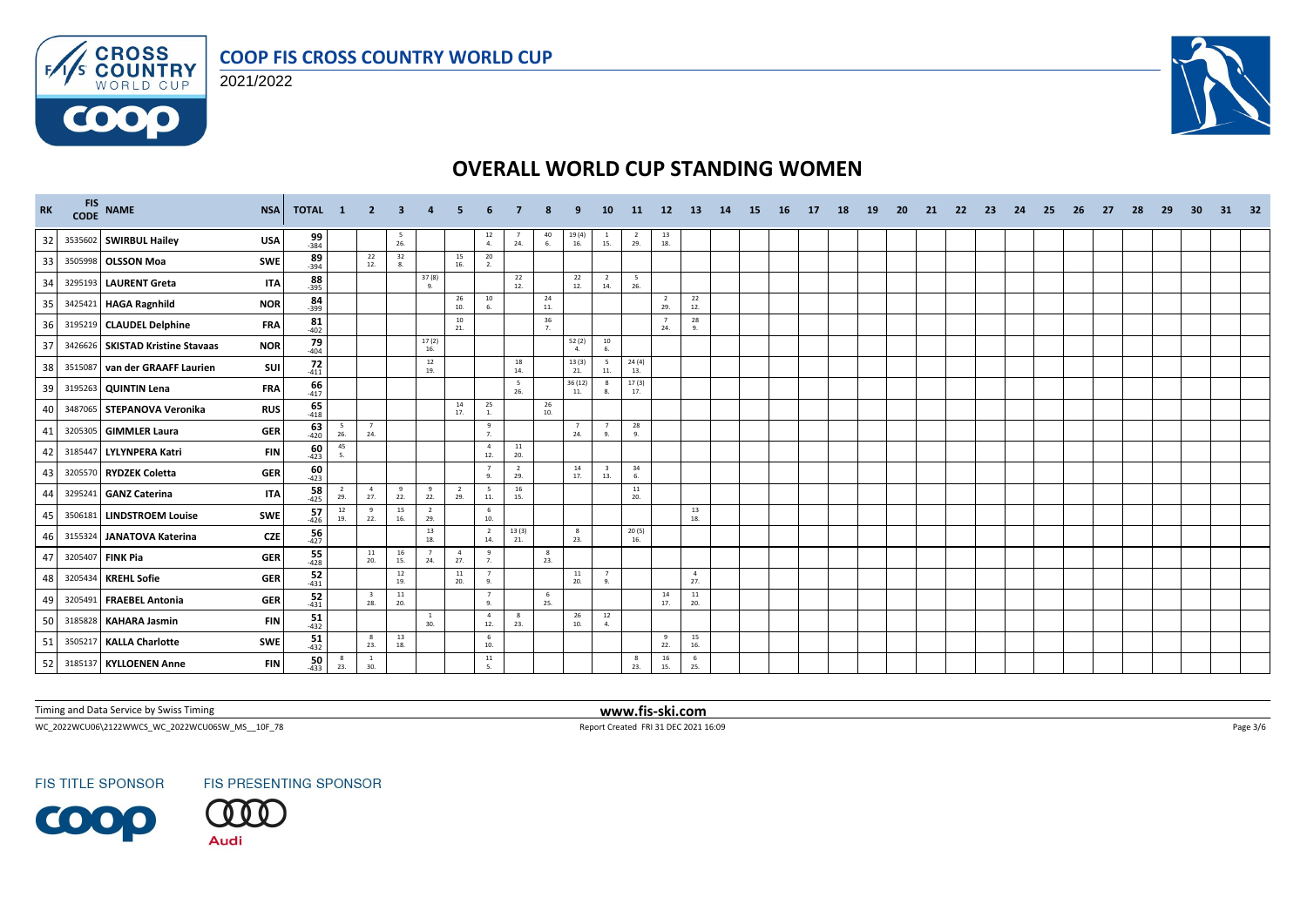# OVERALL WORLD CUP STANDING WOMEN

COOP FIS CROSS COUNTRY WORLD CUP

2021/2022

| RK | FIS CODE | NAME | NSA | TOTAL | 1 | 2 | 3 | 4 | 5 | 6 | 7 | 8 | 9 | 10 | 11 | 12 | 13 | 14 | 15 | 16 | 17 | 18 | 19 | 20 | 21 | 22 | 23 | 24 | 25 | 26 | 27 | 28 | 29 | 30 | 31 | 32 |
|---|---|---|---|---|---|---|---|---|---|---|---|---|---|---|---|---|---|---|---|---|---|---|---|---|---|---|---|---|---|---|---|---|---|---|---|---|
| 32 | 3535602 | SWIRBUL Hailey | USA | 99 -384 | | | 5 26. | | | 12 4. | 7 24. | 40 6. | 19 (4) 16. | 1 15. | 2 29. | 13 18. | | | | | | | | | | | | | | | | | | | | |
| 33 | 3505998 | OLSSON Moa | SWE | 89 -394 | | 22 12. | 32 8. | | 15 16. | 20 2. | | | | | | | | | | | | | | | | | | | | | | | | | | |
| 34 | 3295193 | LAURENT Greta | ITA | 88 -395 | | | | 37 (8) 9. | | | 22 12. | | 22 12. | 2 14. | 5 26. | | | | | | | | | | | | | | | | | | | | | |
| 35 | 3425421 | HAGA Ragnhild | NOR | 84 -399 | | | | | 26 10. | 10 6. | | 24 11. | | | | 2 29. | 22 12. | | | | | | | | | | | | | | | | | | | |
| 36 | 3195219 | CLAUDEL Delphine | FRA | 81 -402 | | | | | 10 21. | | | 36 7. | | | | 7 24. | 28 9. | | | | | | | | | | | | | | | | | | | |
| 37 | 3426626 | SKISTAD Kristine Stavaas | NOR | 79 -404 | | | | 17 (2) 16. | | | | | 52 (2) 4. | 10 6. | | | | | | | | | | | | | | | | | | | | | | |
| 38 | 3515087 | van der GRAAFF Laurien | SUI | 72 -411 | | | | 12 19. | | | 18 14. | | 13 (3) 21. | 5 11. | 24 (4) 13. | | | | | | | | | | | | | | | | | | | | | |
| 39 | 3195263 | QUINTIN Lena | FRA | 66 -417 | | | | | | | 5 26. | | 36 (12) 11. | 8 8. | 17 (3) 17. | | | | | | | | | | | | | | | | | | | | | |
| 40 | 3487065 | STEPANOVA Veronika | RUS | 65 -418 | | | | | 14 17. | 25 1. | | 26 10. | | | | | | | | | | | | | | | | | | | | | | | | |
| 41 | 3205305 | GIMMLER Laura | GER | 63 -420 | 5 26. | 7 24. | | | | 9 7. | | | 7 24. | 7 9. | 28 9. | | | | | | | | | | | | | | | | | | | | | |
| 42 | 3185447 | LYLYNPERA Katri | FIN | 60 -423 | 45 5. | | | | | 4 12. | 11 20. | | | | | | | | | | | | | | | | | | | | | | | | | |
| 43 | 3205570 | RYDZEK Coletta | GER | 60 -423 | | | | | | 7 9. | 2 29. | | 14 17. | 3 13. | 34 6. | | | | | | | | | | | | | | | | | | | | | |
| 44 | 3295241 | GANZ Caterina | ITA | 58 -425 | 2 29. | 4 27. | 9 22. | 9 22. | 2 29. | 5 11. | 16 15. | | | | 11 20. | | | | | | | | | | | | | | | | | | | | | |
| 45 | 3506181 | LINDSTROEM Louise | SWE | 57 -426 | 12 19. | 9 22. | 15 16. | 2 29. | | 6 10. | | | | | | | 13 18. | | | | | | | | | | | | | | | | | | | |
| 46 | 3155324 | JANATOVA Katerina | CZE | 56 -427 | | | | 13 18. | | 2 14. | 13 (3) 21. | | 8 23. | | 20 (5) 16. | | | | | | | | | | | | | | | | | | | | | |
| 47 | 3205407 | FINK Pia | GER | 55 -428 | | 11 20. | 16 15. | 7 24. | 4 27. | 9 7. | | 8 23. | | | | | | | | | | | | | | | | | | | | | | | | |
| 48 | 3205434 | KREHL Sofie | GER | 52 -431 | | | 12 19. | | 11 20. | 7 9. | | | 11 20. | 7 9. | | | 4 27. | | | | | | | | | | | | | | | | | | | |
| 49 | 3205491 | FRAEBEL Antonia | GER | 52 -431 | | 3 28. | 11 20. | | | 7 9. | | 6 25. | | | | 14 17. | 11 20. | | | | | | | | | | | | | | | | | | | |
| 50 | 3185828 | KAHARA Jasmin | FIN | 51 -432 | | | | 1 30. | | 4 12. | 8 23. | | 26 10. | 12 4. | | | | | | | | | | | | | | | | | | | | | | |
| 51 | 3505217 | KALLA Charlotte | SWE | 51 -432 | | 8 23. | 13 18. | | | 6 10. | | | | | | 9 22. | 15 16. | | | | | | | | | | | | | | | | | | | |
| 52 | 3185137 | KYLLOENEN Anne | FIN | 50 -433 | 8 23. | 1 30. | | | | 11 5. | | | | | 8 23. | 16 15. | 6 25. | | | | | | | | | | | | | | | | | | | |

Timing and Data Service by Swiss Timing

www.fis-ski.com

WC_2022WCU06\2122WWCS_WC_2022WCU06SW_MS__10F_78

Report Created FRI 31 DEC 2021 16:09

FIS TITLE SPONSOR

FIS PRESENTING SPONSOR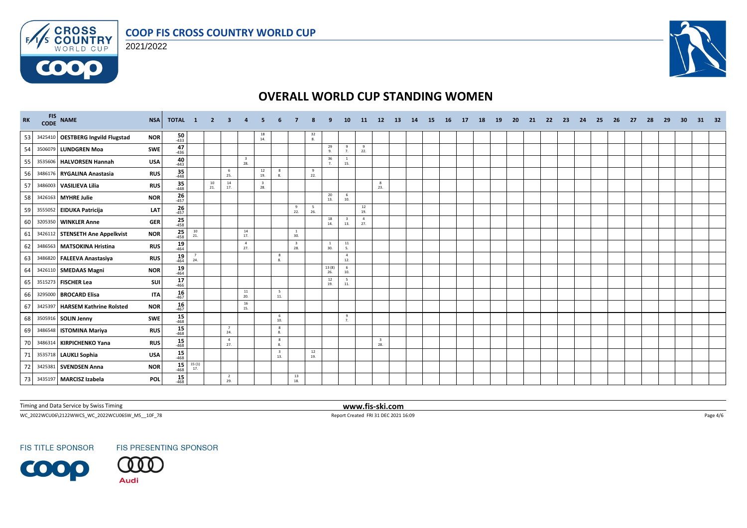# COOP FIS CROSS COUNTRY WORLD CUP

2021/2022

## OVERALL WORLD CUP STANDING WOMEN

| RK | FIS CODE | NAME | NSA | TOTAL | 1 | 2 | 3 | 4 | 5 | 6 | 7 | 8 | 9 | 10 | 11 | 12 | 13 | 14 | 15 | 16 | 17 | 18 | 19 | 20 | 21 | 22 | 23 | 24 | 25 | 26 | 27 | 28 | 29 | 30 | 31 | 32 |
|---|---|---|---|---|---|---|---|---|---|---|---|---|---|---|---|---|---|---|---|---|---|---|---|---|---|---|---|---|---|---|---|---|---|---|---|---|
| 53 | 3425410 | **OESTBERG Ingvild Flugstad** | **NOR** | **50** -433 | | | | | 18 14. | | | 32 8. | | | | | | | | | | | | | | | | | | | | | | | | |
| 54 | 3506079 | **LUNDGREN Moa** | **SWE** | **47** -436 | | | | | | | | | 29 9. | 9 7. | 9 22. | | | | | | | | | | | | | | | | | | | | | |
| 55 | 3535606 | **HALVORSEN Hannah** | **USA** | **40** -443 | | | | 3 28. | | | | | 36 7. | 1 15. | | | | | | | | | | | | | | | | | | | | | | |
| 56 | 3486176 | **RYGALINA Anastasia** | **RUS** | **35** -448 | | | 6 25. | | 12 19. | 8 8. | | 9 22. | | | | | | | | | | | | | | | | | | | | | | | | |
| 57 | 3486003 | **VASILIEVA Lilia** | **RUS** | **35** -448 | | 10 21. | 14 17. | | 3 28. | | | | | | | 8 23. | | | | | | | | | | | | | | | | | | | | |
| 58 | 3426163 | **MYHRE Julie** | **NOR** | **26** -457 | | | | | | | | | 20 13. | 6 10. | | | | | | | | | | | | | | | | | | | | | | |
| 59 | 3555052 | **EIDUKA Patricija** | **LAT** | **26** -457 | | | | | | | 9 22. | 5 26. | | | 12 19. | | | | | | | | | | | | | | | | | | | | | |
| 60 | 3205350 | **WINKLER Anne** | **GER** | **25** -458 | | | | | | | | | 18 14. | 3 13. | 4 27. | | | | | | | | | | | | | | | | | | | | | |
| 61 | 3426112 | **STENSETH Ane Appelkvist** | **NOR** | **25** -458 | 10 21. | | | 14 17. | | | 1 30. | | | | | | | | | | | | | | | | | | | | | | | | | |
| 62 | 3486563 | **MATSOKINA Hristina** | **RUS** | **19** -464 | | | | 4 27. | | | 3 28. | | 1 30. | 11 5. | | | | | | | | | | | | | | | | | | | | | | |
| 63 | 3486820 | **FALEEVA Anastasiya** | **RUS** | **19** -464 | 7 24. | | | | | 8 8. | | | | 4 12. | | | | | | | | | | | | | | | | | | | | | | |
| 64 | 3426110 | **SMEDAAS Magni** | **NOR** | **19** -464 | | | | | | | | | 13 (8) 26. | 6 10. | | | | | | | | | | | | | | | | | | | | | | |
| 65 | 3515273 | **FISCHER Lea** | **SUI** | **17** -466 | | | | | | | | | 12 19. | 5 11. | | | | | | | | | | | | | | | | | | | | | | |
| 66 | 3295000 | **BROCARD Elisa** | **ITA** | **16** -467 | | | | 11 20. | | 5 11. | | | | | | | | | | | | | | | | | | | | | | | | | | |
| 67 | 3425397 | **HARSEM Kathrine Rolsted** | **NOR** | **16** -467 | | | | 16 15. | | | | | | | | | | | | | | | | | | | | | | | | | | | | |
| 68 | 3505916 | **SOLIN Jenny** | **SWE** | **15** -468 | | | | | | 6 10. | | | | 9 7. | | | | | | | | | | | | | | | | | | | | | | |
| 69 | 3486548 | **ISTOMINA Mariya** | **RUS** | **15** -468 | | | 7 24. | | | 8 8. | | | | | | | | | | | | | | | | | | | | | | | | | | |
| 70 | 3486314 | **KIRPICHENKO Yana** | **RUS** | **15** -468 | | | 4 27. | | | 8 8. | | | | | | 3 28. | | | | | | | | | | | | | | | | | | | | |
| 71 | 3535718 | **LAUKLI Sophia** | **USA** | **15** -468 | | | | | | 3 13. | | 12 19. | | | | | | | | | | | | | | | | | | | | | | | | |
| 72 | 3425381 | **SVENDSEN Anna** | **NOR** | **15** -468 | 15 (1) 17. | | | | | | | | | | | | | | | | | | | | | | | | | | | | | | | |
| 73 | 3435197 | **MARCISZ Izabela** | **POL** | **15** -468 | | | 2 29. | | | | 13 18. | | | | | | | | | | | | | | | | | | | | | | | | | |

Timing and Data Service by Swiss Timing

**www.fis-ski.com**

WC_2022WCU06\2122WWCS_WC_2022WCU06SW_MS__10F_78

Report Created FRI 31 DEC 2021 16:09

FIS TITLE SPONSOR

FIS PRESENTING SPONSOR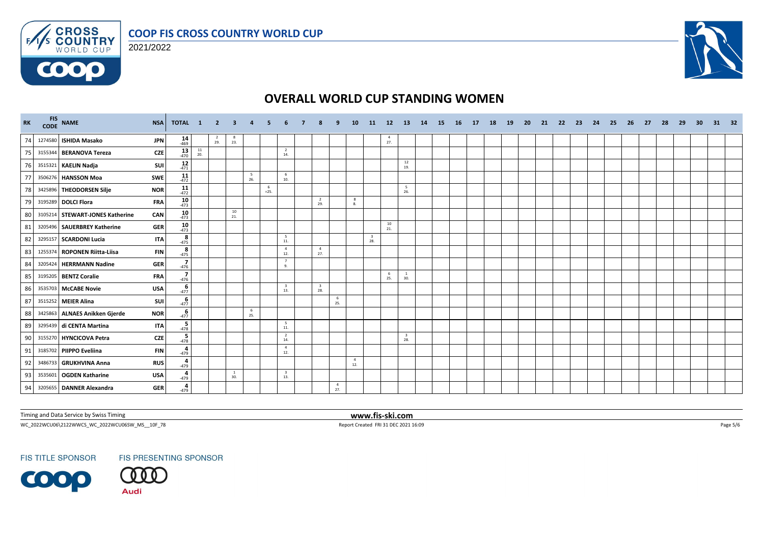# COOP FIS CROSS COUNTRY WORLD CUP

2021/2022

## OVERALL WORLD CUP STANDING WOMEN

| RK | FIS CODE | NAME | NSA | TOTAL | 1 | 2 | 3 | 4 | 5 | 6 | 7 | 8 | 9 | 10 | 11 | 12 | 13 | 14 | 15 | 16 | 17 | 18 | 19 | 20 | 21 | 22 | 23 | 24 | 25 | 26 | 27 | 28 | 29 | 30 | 31 | 32 |
|---|---|---|---|---|---|---|---|---|---|---|---|---|---|---|---|---|---|---|---|---|---|---|---|---|---|---|---|---|---|---|---|---|---|---|---|---|
| 74 | 1274580 | ISHIDA Masako | JPN | 14 -469 | | 2 29. | 8 23. | | | | | | | | | 4 27. | | | | | | | | | | | | | | | | | | | | |
| 75 | 3155344 | BERANOVA Tereza | CZE | 13 -470 | 11 20. | | | | | 2 14. | | | | | | | | | | | | | | | | | | | | | | | | | | |
| 76 | 3515321 | KAELIN Nadja | SUI | 12 -471 | | | | | | | | | | | | | 12 19. | | | | | | | | | | | | | | | | | | | |
| 77 | 3506276 | HANSSON Moa | SWE | 11 -472 | | | | 5 26. | | 6 10. | | | | | | | | | | | | | | | | | | | | | | | | | | |
| 78 | 3425896 | THEODORSEN Silje | NOR | 11 -472 | | | | | 6 =25. | | | | | | | | 5 26. | | | | | | | | | | | | | | | | | | | |
| 79 | 3195289 | DOLCI Flora | FRA | 10 -473 | | | | | | | | 2 29. | | 8 8. | | | | | | | | | | | | | | | | | | | | | | |
| 80 | 3105214 | STEWART-JONES Katherine | CAN | 10 -473 | | | 10 21. | | | | | | | | | | | | | | | | | | | | | | | | | | | | | |
| 81 | 3205496 | SAUERBREY Katherine | GER | 10 -473 | | | | | | | | | | | | 10 21. | | | | | | | | | | | | | | | | | | | | |
| 82 | 3295157 | SCARDONI Lucia | ITA | 8 -475 | | | | | | 5 11. | | | | | 3 28. | | | | | | | | | | | | | | | | | | | | | |
| 83 | 1255374 | ROPONEN Riitta-Liisa | FIN | 8 -475 | | | | | | 4 12. | | 4 27. | | | | | | | | | | | | | | | | | | | | | | | | |
| 84 | 3205424 | HERRMANN Nadine | GER | 7 -476 | | | | | | 7 9. | | | | | | | | | | | | | | | | | | | | | | | | | | |
| 85 | 3195205 | BENTZ Coralie | FRA | 7 -476 | | | | | | | | | | | | 6 25. | 1 30. | | | | | | | | | | | | | | | | | | | |
| 86 | 3535703 | McCABE Novie | USA | 6 -477 | | | | | | 3 13. | | 3 28. | | | | | | | | | | | | | | | | | | | | | | | | |
| 87 | 3515252 | MEIER Alina | SUI | 6 -477 | | | | | | | | | 6 25. | | | | | | | | | | | | | | | | | | | | | | | |
| 88 | 3425863 | ALNAES Anikken Gjerde | NOR | 6 -477 | | | | 6 25. | | | | | | | | | | | | | | | | | | | | | | | | | | | | |
| 89 | 3295439 | di CENTA Martina | ITA | 5 -478 | | | | | | 5 11. | | | | | | | | | | | | | | | | | | | | | | | | | | |
| 90 | 3155270 | HYNCICOVA Petra | CZE | 5 -478 | | | | | | 2 14. | | | | | | | 3 28. | | | | | | | | | | | | | | | | | | | |
| 91 | 3185702 | PIIPPO Eveliina | FIN | 4 -479 | | | | | | 4 12. | | | | | | | | | | | | | | | | | | | | | | | | | | |
| 92 | 3486733 | GRUKHVINA Anna | RUS | 4 -479 | | | | | | | | | | 4 12. | | | | | | | | | | | | | | | | | | | | | | |
| 93 | 3535601 | OGDEN Katharine | USA | 4 -479 | | | 1 30. | | | 3 13. | | | | | | | | | | | | | | | | | | | | | | | | | | |
| 94 | 3205655 | DANNER Alexandra | GER | 4 -479 | | | | | | | | | 4 27. | | | | | | | | | | | | | | | | | | | | | | | |

Timing and Data Service by Swiss Timing

www.fis-ski.com

WC_2022WCU06\2122WWCS_WC_2022WCU06SW_MS__10F_78

Report Created FRI 31 DEC 2021 16:09

FIS TITLE SPONSOR

FIS PRESENTING SPONSOR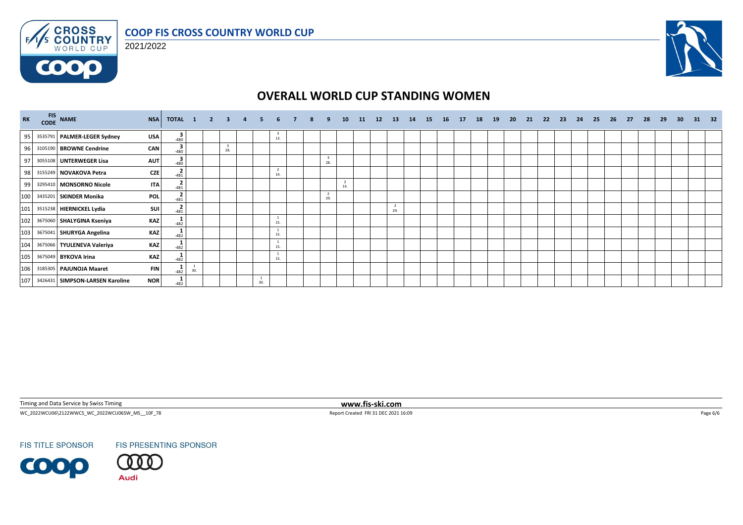# COOP FIS CROSS COUNTRY WORLD CUP

2021/2022

## OVERALL WORLD CUP STANDING WOMEN

| RK | FIS CODE | NAME | NSA | TOTAL | 1 | 2 | 3 | 4 | 5 | 6 | 7 | 8 | 9 | 10 | 11 | 12 | 13 | 14 | 15 | 16 | 17 | 18 | 19 | 20 | 21 | 22 | 23 | 24 | 25 | 26 | 27 | 28 | 29 | 30 | 31 | 32 |
|---|---|---|---|---|---|---|---|---|---|---|---|---|---|---|---|---|---|---|---|---|---|---|---|---|---|---|---|---|---|---|---|---|---|---|---|---|
| 95 | 3535791 | **PALMER-LEGER Sydney** | USA | **3** -480 | | | | | | 3 13. | | | | | | | | | | | | | | | | | | | | | | | | | | |
| 96 | 3105190 | **BROWNE Cendrine** | CAN | **3** -480 | | | 3 28. | | | | | | | | | | | | | | | | | | | | | | | | | | | | | |
| 97 | 3055108 | **UNTERWEGER Lisa** | AUT | **3** -480 | | | | | | | | | 3 28. | | | | | | | | | | | | | | | | | | | | | | | |
| 98 | 3155249 | **NOVAKOVA Petra** | CZE | **2** -481 | | | | | | 2 14. | | | | | | | | | | | | | | | | | | | | | | | | | | |
| 99 | 3295410 | **MONSORNO Nicole** | ITA | **2** -481 | | | | | | | | | | 2 14. | | | | | | | | | | | | | | | | | | | | | | |
| 100 | 3435201 | **SKINDER Monika** | POL | **2** -481 | | | | | | | | | 2 29. | | | | | | | | | | | | | | | | | | | | | | | |
| 101 | 3515238 | **HIERNICKEL Lydia** | SUI | **2** -481 | | | | | | | | | | | | | 2 29. | | | | | | | | | | | | | | | | | | | |
| 102 | 3675060 | **SHALYGINA Kseniya** | KAZ | **1** -482 | | | | | | 1 15. | | | | | | | | | | | | | | | | | | | | | | | | | | |
| 103 | 3675041 | **SHURYGA Angelina** | KAZ | **1** -482 | | | | | | 1 15. | | | | | | | | | | | | | | | | | | | | | | | | | | |
| 104 | 3675066 | **TYULENEVA Valeriya** | KAZ | **1** -482 | | | | | | 1 15. | | | | | | | | | | | | | | | | | | | | | | | | | | |
| 105 | 3675049 | **BYKOVA Irina** | KAZ | **1** -482 | | | | | | 1 15. | | | | | | | | | | | | | | | | | | | | | | | | | | |
| 106 | 3185305 | **PAJUNOJA Maaret** | FIN | **1** -482 | 1 30. | | | | | | | | | | | | | | | | | | | | | | | | | | | | | | | |
| 107 | 3426431 | **SIMPSON-LARSEN Karoline** | NOR | **1** -482 | | | | | 1 30. | | | | | | | | | | | | | | | | | | | | | | | | | | | |

Timing and Data Service by Swiss Timing

**www.fis-ski.com**

WC_2022WCU06\2122WWCS_WC_2022WCU06SW_MS__10F_78

Report Created FRI 31 DEC 2021 16:09

FIS TITLE SPONSOR

FIS PRESENTING SPONSOR